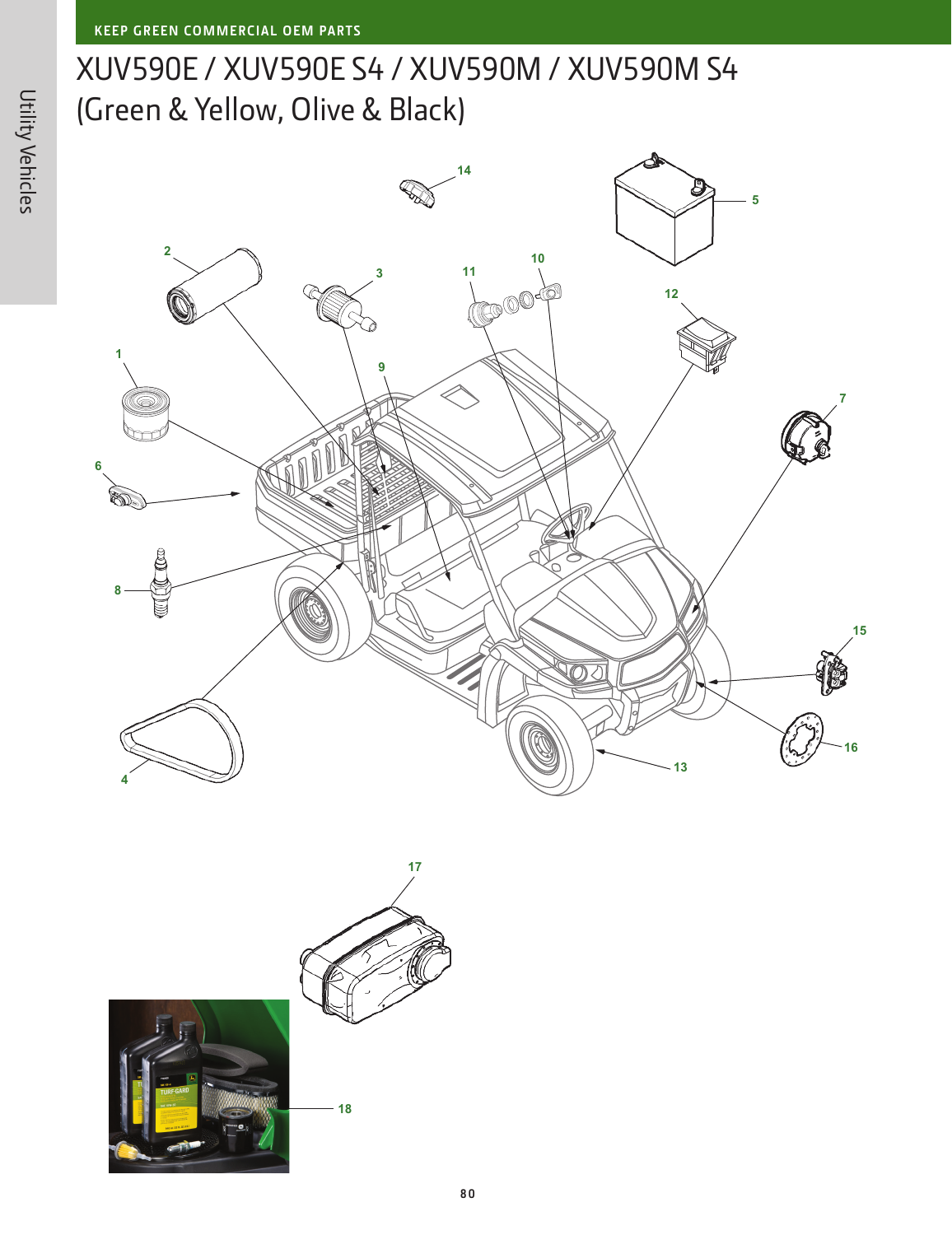KEEP GREEN COMMERCIAL OEM PARTS

# XUV590E / XUV590E S4 / XUV590M / XUV590M S4 (Green & Yellow, Olive & Black)

Utility Vehicles

14

5

2

3

11

10

12

1

9

7

6

8

15

16

13

4

17

18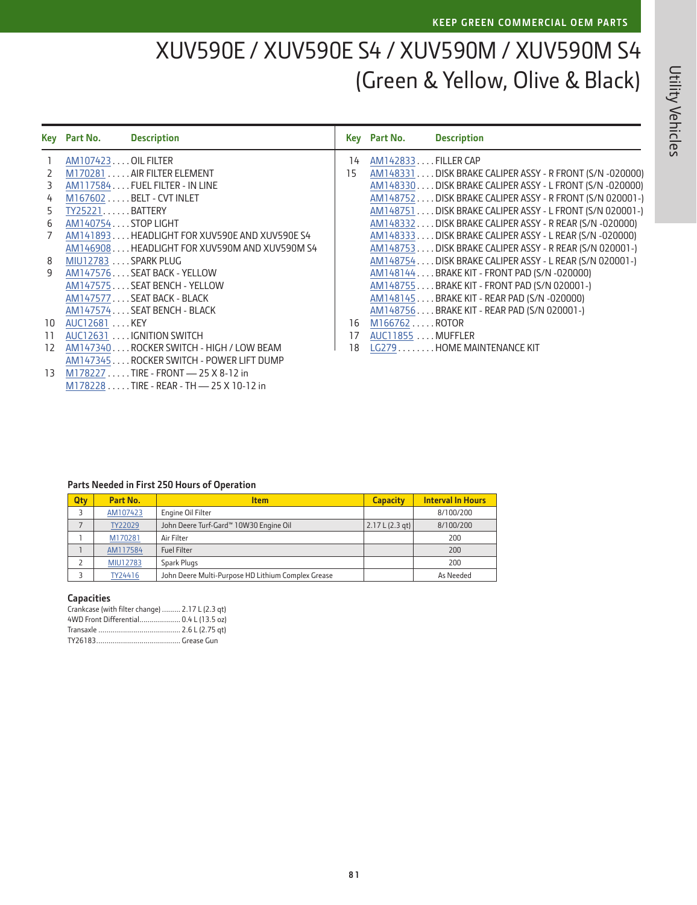# XUV590E / XUV590E S4 / XUV590M / XUV590M S4 (Green & Yellow, Olive & Black)

| Key | Part No. | Description |
|---|---|---|
| 1 | AM107423 | OIL FILTER |
| 2 | M170281 | AIR FILTER ELEMENT |
| 3 | AM117584 | FUEL FILTER - IN LINE |
| 4 | M167602 | BELT - CVT INLET |
| 5 | TY25221 | BATTERY |
| 6 | AM140754 | STOP LIGHT |
| 7 | AM141893 | HEADLIGHT FOR XUV590E AND XUV590E S4 |
| | AM146908 | HEADLIGHT FOR XUV590M AND XUV590M S4 |
| 8 | MIU12783 | SPARK PLUG |
| 9 | AM147576 | SEAT BACK - YELLOW |
| | AM147575 | SEAT BENCH - YELLOW |
| | AM147577 | SEAT BACK - BLACK |
| | AM147574 | SEAT BENCH - BLACK |
| 10 | AUC12681 | KEY |
| 11 | AUC12631 | IGNITION SWITCH |
| 12 | AM147340 | ROCKER SWITCH - HIGH / LOW BEAM |
| | AM147345 | ROCKER SWITCH - POWER LIFT DUMP |
| 13 | M178227 | TIRE - FRONT — 25 X 8-12 in |
| | M178228 | TIRE - REAR - TH — 25 X 10-12 in |
| 14 | AM142833 | FILLER CAP |
| 15 | AM148331 | DISK BRAKE CALIPER ASSY - R FRONT (S/N -020000) |
| | AM148330 | DISK BRAKE CALIPER ASSY - L FRONT (S/N -020000) |
| | AM148752 | DISK BRAKE CALIPER ASSY - R FRONT (S/N 020001-) |
| | AM148751 | DISK BRAKE CALIPER ASSY - L FRONT (S/N 020001-) |
| | AM148332 | DISK BRAKE CALIPER ASSY - R REAR (S/N -020000) |
| | AM148333 | DISK BRAKE CALIPER ASSY - L REAR (S/N -020000) |
| | AM148753 | DISK BRAKE CALIPER ASSY - R REAR (S/N 020001-) |
| | AM148754 | DISK BRAKE CALIPER ASSY - L REAR (S/N 020001-) |
| | AM148144 | BRAKE KIT - FRONT PAD (S/N -020000) |
| | AM148755 | BRAKE KIT - FRONT PAD (S/N 020001-) |
| | AM148145 | BRAKE KIT - REAR PAD (S/N -020000) |
| | AM148756 | BRAKE KIT - REAR PAD (S/N 020001-) |
| 16 | M166762 | ROTOR |
| 17 | AUC11855 | MUFFLER |
| 18 | LG279 | HOME MAINTENANCE KIT |

**Parts Needed in First 250 Hours of Operation**

| Qty | Part No. | Item | Capacity | Interval In Hours |
|---|---|---|---|---|
| 3 | AM107423 | Engine Oil Filter | | 8/100/200 |
| 7 | TY22029 | John Deere Turf-Gard™ 10W30 Engine Oil | 2.17 L (2.3 qt) | 8/100/200 |
| 1 | M170281 | Air Filter | | 200 |
| 1 | AM117584 | Fuel Filter | | 200 |
| 2 | MIU12783 | Spark Plugs | | 200 |
| 3 | TY24416 | John Deere Multi-Purpose HD Lithium Complex Grease | | As Needed |

**Capacities**

Crankcase (with filter change) ......... 2.17 L (2.3 qt)
4WD Front Differential.................... 0.4 L (13.5 oz)
Transaxle ........................................ 2.6 L (2.75 qt)
TY26183......................................... Grease Gun